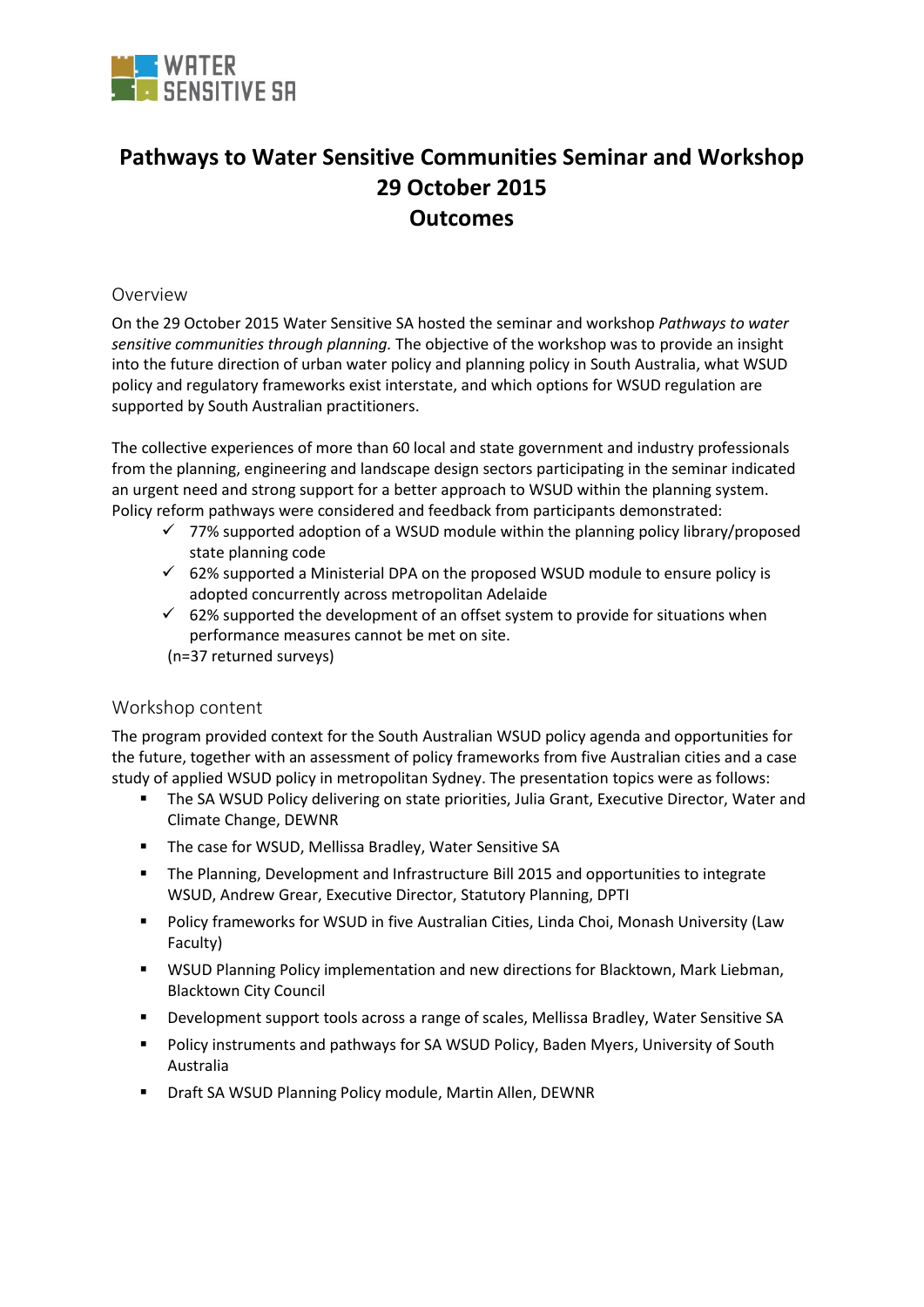# Pathways to Water Sensitive Communities Seminar and Workshop
# 29 October 2015
# Outcomes

## Overview

On the 29 October 2015 Water Sensitive SA hosted the seminar and workshop *Pathways to water sensitive communities through planning.* The objective of the workshop was to provide an insight into the future direction of urban water policy and planning policy in South Australia, what WSUD policy and regulatory frameworks exist interstate, and which options for WSUD regulation are supported by South Australian practitioners.

The collective experiences of more than 60 local and state government and industry professionals from the planning, engineering and landscape design sectors participating in the seminar indicated an urgent need and strong support for a better approach to WSUD within the planning system. Policy reform pathways were considered and feedback from participants demonstrated:

- ✓ 77% supported adoption of a WSUD module within the planning policy library/proposed state planning code
- ✓ 62% supported a Ministerial DPA on the proposed WSUD module to ensure policy is adopted concurrently across metropolitan Adelaide
- ✓ 62% supported the development of an offset system to provide for situations when performance measures cannot be met on site.

(n=37 returned surveys)

## Workshop content

The program provided context for the South Australian WSUD policy agenda and opportunities for the future, together with an assessment of policy frameworks from five Australian cities and a case study of applied WSUD policy in metropolitan Sydney. The presentation topics were as follows:

- The SA WSUD Policy delivering on state priorities, Julia Grant, Executive Director, Water and Climate Change, DEWNR
- The case for WSUD, Mellissa Bradley, Water Sensitive SA
- The Planning, Development and Infrastructure Bill 2015 and opportunities to integrate WSUD, Andrew Grear, Executive Director, Statutory Planning, DPTI
- Policy frameworks for WSUD in five Australian Cities, Linda Choi, Monash University (Law Faculty)
- WSUD Planning Policy implementation and new directions for Blacktown, Mark Liebman, Blacktown City Council
- Development support tools across a range of scales, Mellissa Bradley, Water Sensitive SA
- Policy instruments and pathways for SA WSUD Policy, Baden Myers, University of South Australia
- Draft SA WSUD Planning Policy module, Martin Allen, DEWNR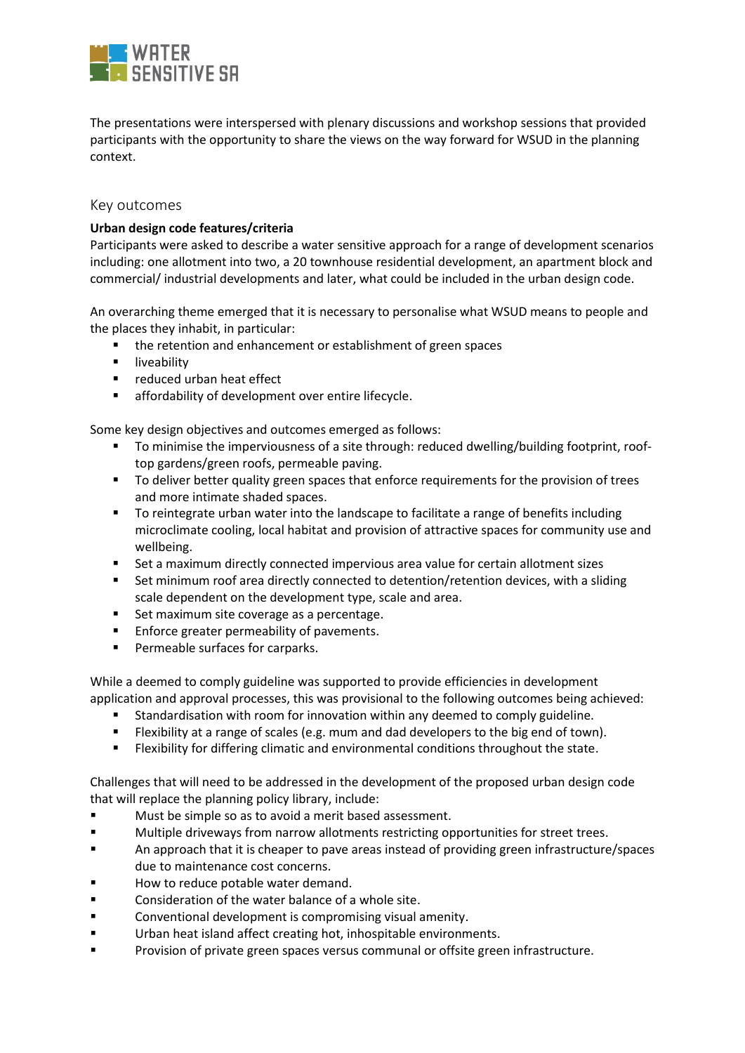The presentations were interspersed with plenary discussions and workshop sessions that provided participants with the opportunity to share the views on the way forward for WSUD in the planning context.

## Key outcomes

**Urban design code features/criteria**

Participants were asked to describe a water sensitive approach for a range of development scenarios including: one allotment into two, a 20 townhouse residential development, an apartment block and commercial/ industrial developments and later, what could be included in the urban design code.

An overarching theme emerged that it is necessary to personalise what WSUD means to people and the places they inhabit, in particular:

- the retention and enhancement or establishment of green spaces
- liveability
- reduced urban heat effect
- affordability of development over entire lifecycle.

Some key design objectives and outcomes emerged as follows:

- To minimise the imperviousness of a site through: reduced dwelling/building footprint, roof-top gardens/green roofs, permeable paving.
- To deliver better quality green spaces that enforce requirements for the provision of trees and more intimate shaded spaces.
- To reintegrate urban water into the landscape to facilitate a range of benefits including microclimate cooling, local habitat and provision of attractive spaces for community use and wellbeing.
- Set a maximum directly connected impervious area value for certain allotment sizes
- Set minimum roof area directly connected to detention/retention devices, with a sliding scale dependent on the development type, scale and area.
- Set maximum site coverage as a percentage.
- Enforce greater permeability of pavements.
- Permeable surfaces for carparks.

While a deemed to comply guideline was supported to provide efficiencies in development application and approval processes, this was provisional to the following outcomes being achieved:

- Standardisation with room for innovation within any deemed to comply guideline.
- Flexibility at a range of scales (e.g. mum and dad developers to the big end of town).
- Flexibility for differing climatic and environmental conditions throughout the state.

Challenges that will need to be addressed in the development of the proposed urban design code that will replace the planning policy library, include:

- Must be simple so as to avoid a merit based assessment.
- Multiple driveways from narrow allotments restricting opportunities for street trees.
- An approach that it is cheaper to pave areas instead of providing green infrastructure/spaces due to maintenance cost concerns.
- How to reduce potable water demand.
- Consideration of the water balance of a whole site.
- Conventional development is compromising visual amenity.
- Urban heat island affect creating hot, inhospitable environments.
- Provision of private green spaces versus communal or offsite green infrastructure.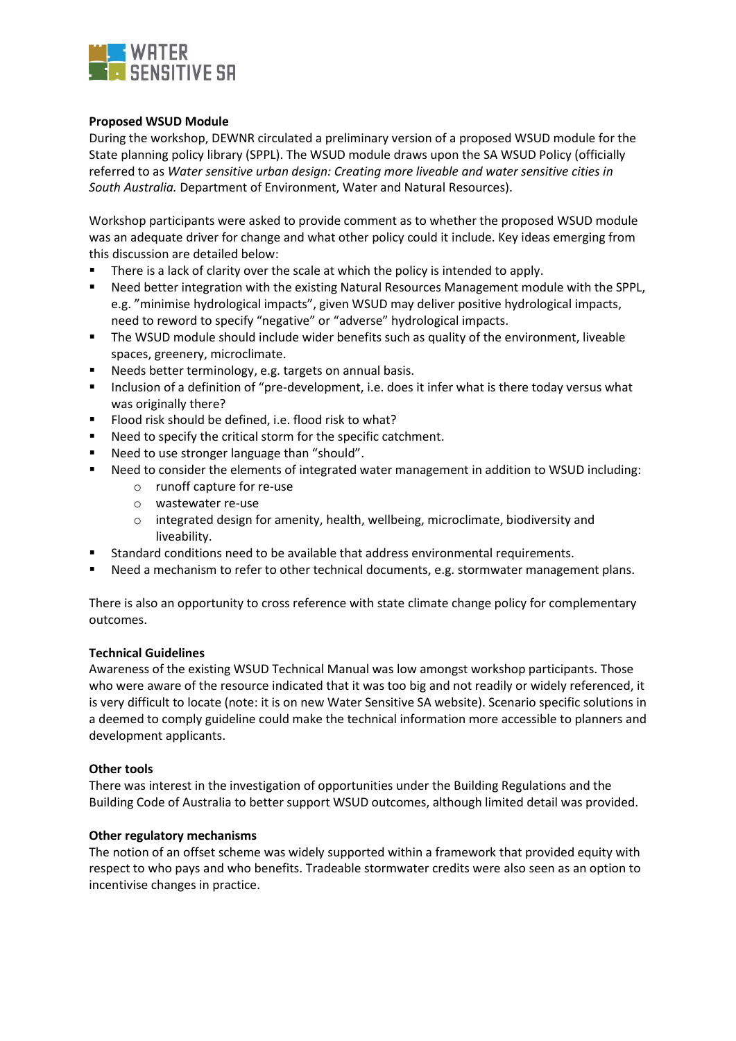**Proposed WSUD Module**

During the workshop, DEWNR circulated a preliminary version of a proposed WSUD module for the State planning policy library (SPPL). The WSUD module draws upon the SA WSUD Policy (officially referred to as *Water sensitive urban design: Creating more liveable and water sensitive cities in South Australia.* Department of Environment, Water and Natural Resources).

Workshop participants were asked to provide comment as to whether the proposed WSUD module was an adequate driver for change and what other policy could it include. Key ideas emerging from this discussion are detailed below:

- There is a lack of clarity over the scale at which the policy is intended to apply.
- Need better integration with the existing Natural Resources Management module with the SPPL, e.g. "minimise hydrological impacts", given WSUD may deliver positive hydrological impacts, need to reword to specify "negative" or "adverse" hydrological impacts.
- The WSUD module should include wider benefits such as quality of the environment, liveable spaces, greenery, microclimate.
- Needs better terminology, e.g. targets on annual basis.
- Inclusion of a definition of "pre-development, i.e. does it infer what is there today versus what was originally there?
- Flood risk should be defined, i.e. flood risk to what?
- Need to specify the critical storm for the specific catchment.
- Need to use stronger language than "should".
- Need to consider the elements of integrated water management in addition to WSUD including:
    - runoff capture for re-use
    - wastewater re-use
    - integrated design for amenity, health, wellbeing, microclimate, biodiversity and liveability.
- Standard conditions need to be available that address environmental requirements.
- Need a mechanism to refer to other technical documents, e.g. stormwater management plans.

There is also an opportunity to cross reference with state climate change policy for complementary outcomes.

**Technical Guidelines**

Awareness of the existing WSUD Technical Manual was low amongst workshop participants. Those who were aware of the resource indicated that it was too big and not readily or widely referenced, it is very difficult to locate (note: it is on new Water Sensitive SA website). Scenario specific solutions in a deemed to comply guideline could make the technical information more accessible to planners and development applicants.

**Other tools**

There was interest in the investigation of opportunities under the Building Regulations and the Building Code of Australia to better support WSUD outcomes, although limited detail was provided.

**Other regulatory mechanisms**

The notion of an offset scheme was widely supported within a framework that provided equity with respect to who pays and who benefits. Tradeable stormwater credits were also seen as an option to incentivise changes in practice.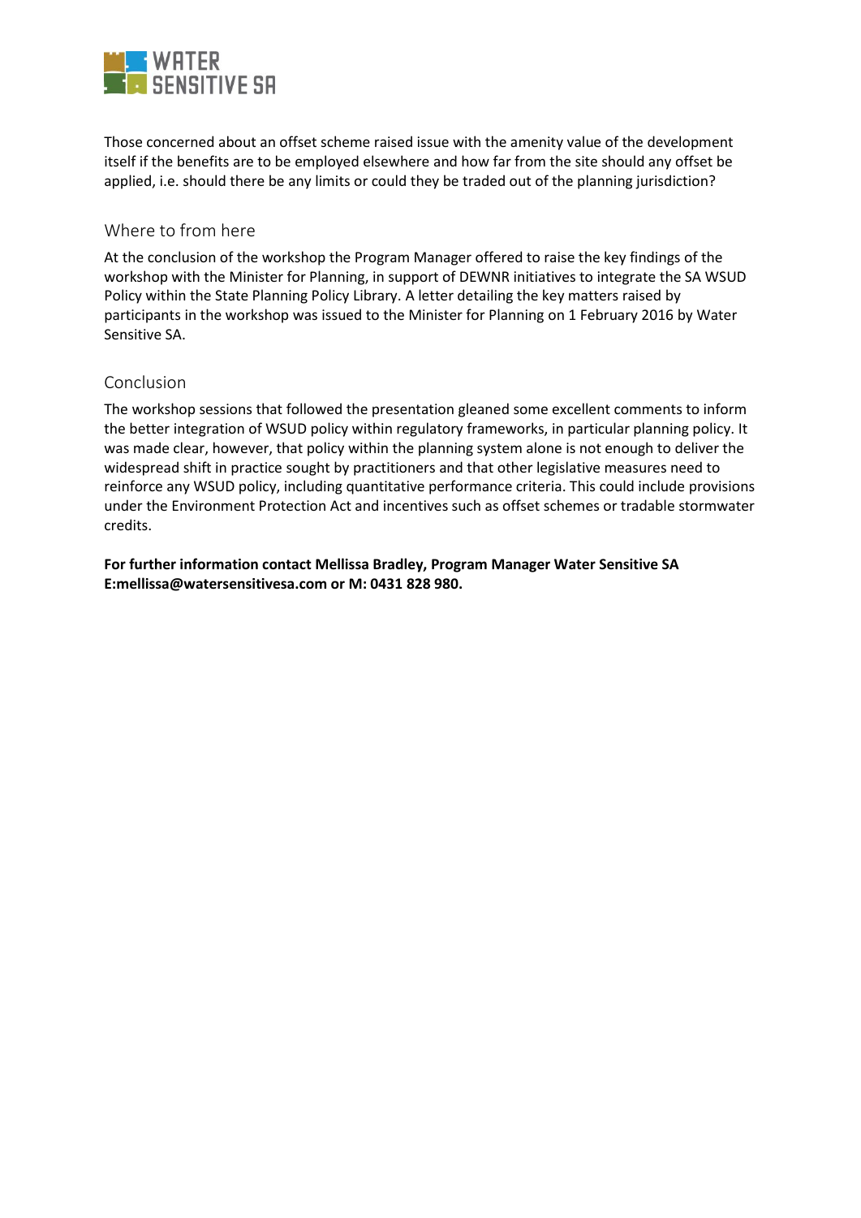Those concerned about an offset scheme raised issue with the amenity value of the development itself if the benefits are to be employed elsewhere and how far from the site should any offset be applied, i.e. should there be any limits or could they be traded out of the planning jurisdiction?

## Where to from here

At the conclusion of the workshop the Program Manager offered to raise the key findings of the workshop with the Minister for Planning, in support of DEWNR initiatives to integrate the SA WSUD Policy within the State Planning Policy Library. A letter detailing the key matters raised by participants in the workshop was issued to the Minister for Planning on 1 February 2016 by Water Sensitive SA.

## Conclusion

The workshop sessions that followed the presentation gleaned some excellent comments to inform the better integration of WSUD policy within regulatory frameworks, in particular planning policy. It was made clear, however, that policy within the planning system alone is not enough to deliver the widespread shift in practice sought by practitioners and that other legislative measures need to reinforce any WSUD policy, including quantitative performance criteria. This could include provisions under the Environment Protection Act and incentives such as offset schemes or tradable stormwater credits.

**For further information contact Mellissa Bradley, Program Manager Water Sensitive SA E:mellissa@watersensitivesa.com or M: 0431 828 980.**